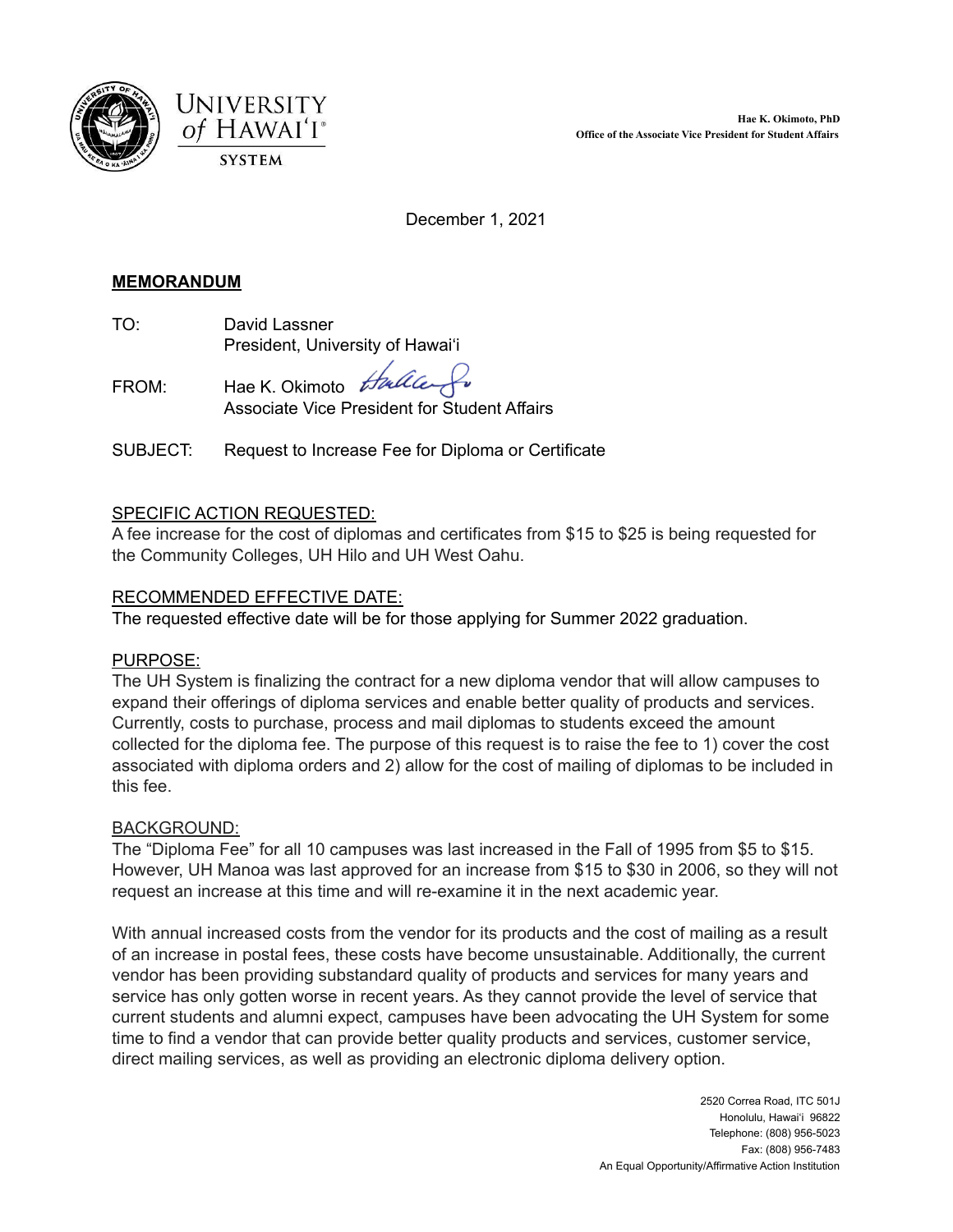University of Hawai'i System

**Hae K. Okimoto, PhD**
**Office of the Associate Vice President for Student Affairs**

December 1, 2021

**MEMORANDUM**

TO: David Lassner
President, University of Hawai'i

FROM: Hae K. Okimoto
Associate Vice President for Student Affairs

SUBJECT: Request to Increase Fee for Diploma or Certificate

SPECIFIC ACTION REQUESTED:

A fee increase for the cost of diplomas and certificates from $15 to $25 is being requested for the Community Colleges, UH Hilo and UH West Oahu.

RECOMMENDED EFFECTIVE DATE:

The requested effective date will be for those applying for Summer 2022 graduation.

PURPOSE:

The UH System is finalizing the contract for a new diploma vendor that will allow campuses to expand their offerings of diploma services and enable better quality of products and services. Currently, costs to purchase, process and mail diplomas to students exceed the amount collected for the diploma fee. The purpose of this request is to raise the fee to 1) cover the cost associated with diploma orders and 2) allow for the cost of mailing of diplomas to be included in this fee.

BACKGROUND:

The "Diploma Fee" for all 10 campuses was last increased in the Fall of 1995 from $5 to $15. However, UH Manoa was last approved for an increase from $15 to $30 in 2006, so they will not request an increase at this time and will re-examine it in the next academic year.

With annual increased costs from the vendor for its products and the cost of mailing as a result of an increase in postal fees, these costs have become unsustainable. Additionally, the current vendor has been providing substandard quality of products and services for many years and service has only gotten worse in recent years. As they cannot provide the level of service that current students and alumni expect, campuses have been advocating the UH System for some time to find a vendor that can provide better quality products and services, customer service, direct mailing services, as well as providing an electronic diploma delivery option.

2520 Correa Road, ITC 501J
Honolulu, Hawai'i 96822
Telephone: (808) 956-5023
Fax: (808) 956-7483
An Equal Opportunity/Affirmative Action Institution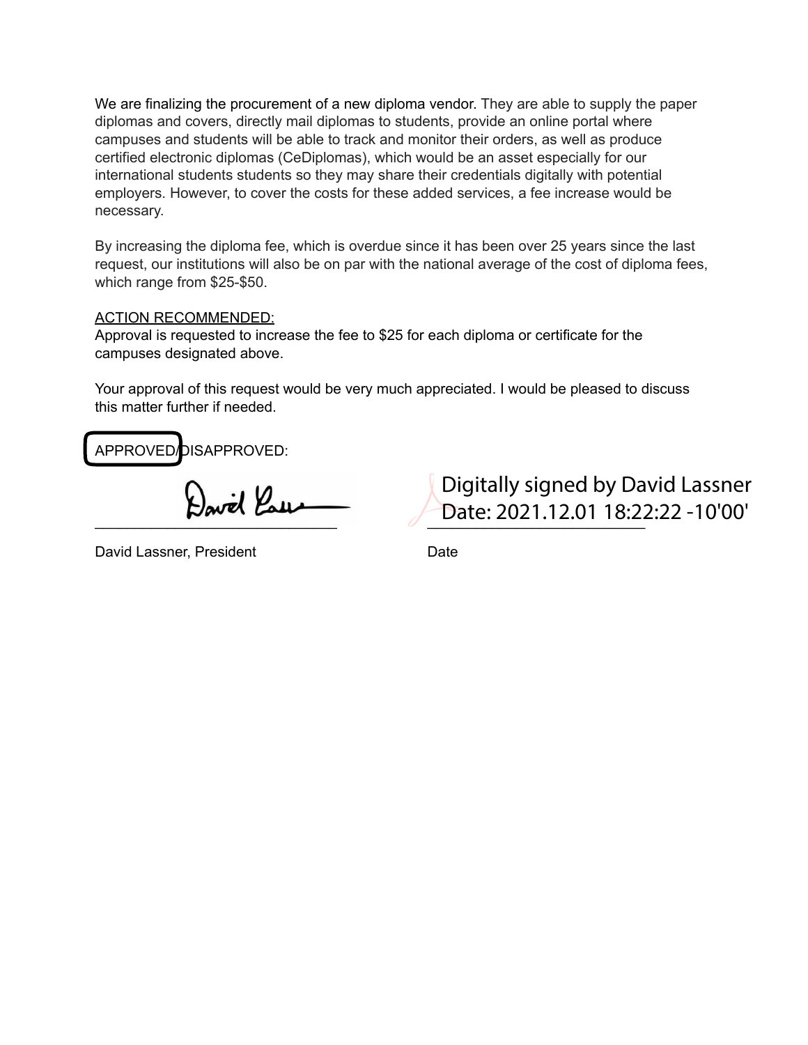We are finalizing the procurement of a new diploma vendor. They are able to supply the paper diplomas and covers, directly mail diplomas to students, provide an online portal where campuses and students will be able to track and monitor their orders, as well as produce certified electronic diplomas (CeDiplomas), which would be an asset especially for our international students students so they may share their credentials digitally with potential employers. However, to cover the costs for these added services, a fee increase would be necessary.

By increasing the diploma fee, which is overdue since it has been over 25 years since the last request, our institutions will also be on par with the national average of the cost of diploma fees, which range from $25-$50.

<u>ACTION RECOMMENDED:</u>
Approval is requested to increase the fee to $25 for each diploma or certificate for the campuses designated above.

Your approval of this request would be very much appreciated. I would be pleased to discuss this matter further if needed.

APPROVED/DISAPPROVED:

Digitally signed by David Lassner
Date: 2021.12.01 18:22:22 -10'00'

David Lassner, President — Date